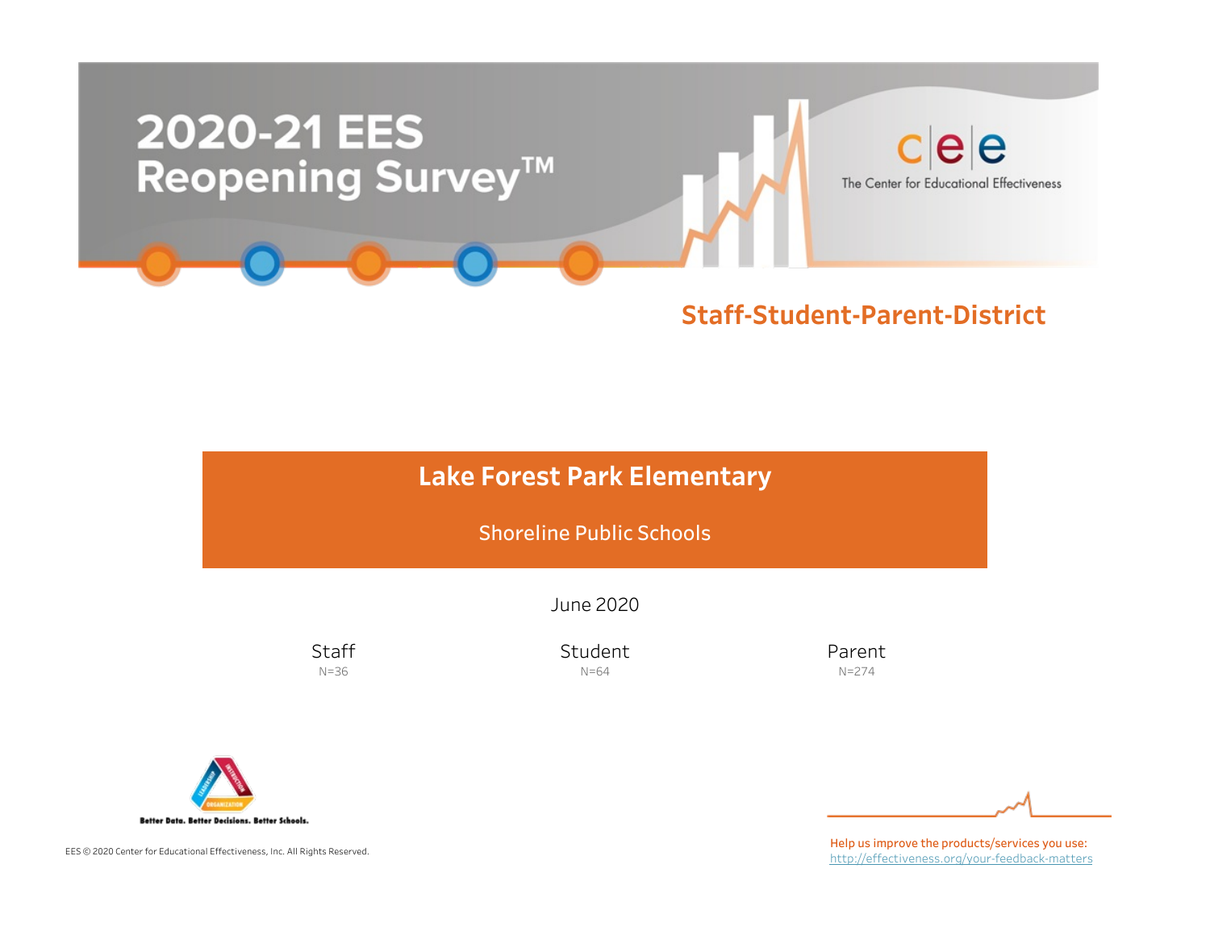# 2020-21 EES Reopening Survey™

The Center for Educational Effectiveness

## Staff-Student-Parent-District

## Lake Forest Park Elementary

Shoreline Public Schools

June 2020

| Staff | Student | Parent |
| --- | --- | --- |
| N=36 | N=64 | N=274 |

Better Data. Better Decisions. Better Schools.

EES © 2020 Center for Educational Effectiveness, Inc. All Rights Reserved.

Help us improve the products/services you use:
http://effectiveness.org/your-feedback-matters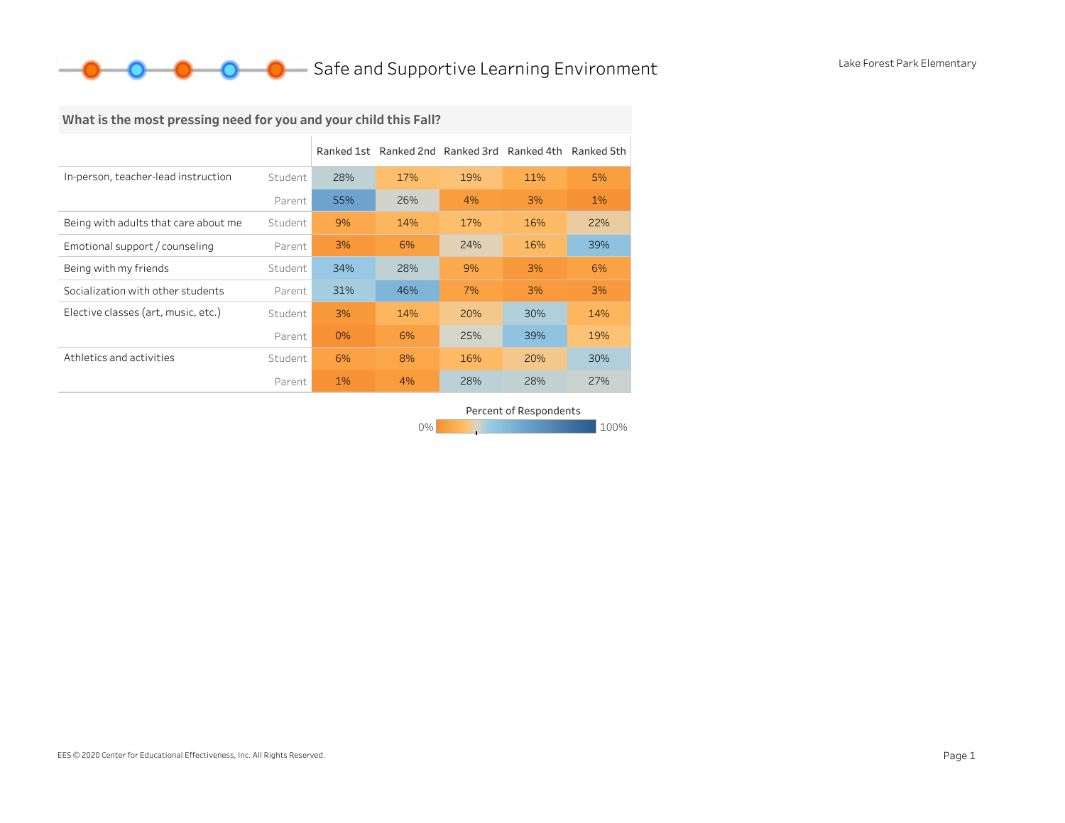# Safe and Supportive Learning Environment

Lake Forest Park Elementary

## What is the most pressing need for you and your child this Fall?

| | | Ranked 1st | Ranked 2nd | Ranked 3rd | Ranked 4th | Ranked 5th |
|---|---|---|---|---|---|---|
| In-person, teacher-lead instruction | Student | 28% | 17% | 19% | 11% | 5% |
| | Parent | 55% | 26% | 4% | 3% | 1% |
| Being with adults that care about me | Student | 9% | 14% | 17% | 16% | 22% |
| Emotional support / counseling | Parent | 3% | 6% | 24% | 16% | 39% |
| Being with my friends | Student | 34% | 28% | 9% | 3% | 6% |
| Socialization with other students | Parent | 31% | 46% | 7% | 3% | 3% |
| Elective classes (art, music, etc.) | Student | 3% | 14% | 20% | 30% | 14% |
| | Parent | 0% | 6% | 25% | 39% | 19% |
| Athletics and activities | Student | 6% | 8% | 16% | 20% | 30% |
| | Parent | 1% | 4% | 28% | 28% | 27% |

Percent of Respondents: 0% – 100%

EES © 2020 Center for Educational Effectiveness, Inc. All Rights Reserved.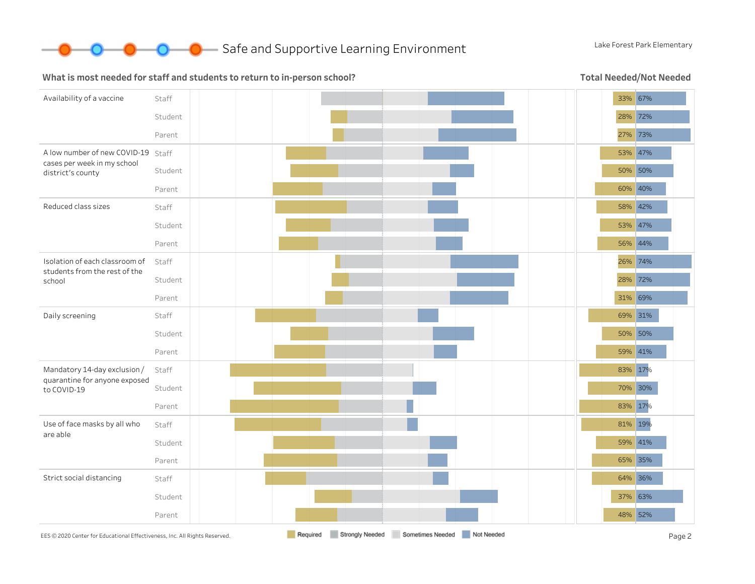# Safe and Supportive Learning Environment

Lake Forest Park Elementary

## What is most needed for staff and students to return to in-person school?

Legend: Required, Strongly Needed, Sometimes Needed, Not Needed

**Total Needed/Not Needed**

| Item | Group | Needed | Not Needed |
|---|---|---|---|
| Availability of a vaccine | Staff | 33% | 67% |
| | Student | 28% | 72% |
| | Parent | 27% | 73% |
| A low number of new COVID-19 cases per week in my school district's county | Staff | 53% | 47% |
| | Student | 50% | 50% |
| | Parent | 60% | 40% |
| Reduced class sizes | Staff | 58% | 42% |
| | Student | 53% | 47% |
| | Parent | 56% | 44% |
| Isolation of each classroom of students from the rest of the school | Staff | 26% | 74% |
| | Student | 28% | 72% |
| | Parent | 31% | 69% |
| Daily screening | Staff | 69% | 31% |
| | Student | 50% | 50% |
| | Parent | 59% | 41% |
| Mandatory 14-day exclusion / quarantine for anyone exposed to COVID-19 | Staff | 83% | 17% |
| | Student | 70% | 30% |
| | Parent | 83% | 17% |
| Use of face masks by all who are able | Staff | 81% | 19% |
| | Student | 59% | 41% |
| | Parent | 65% | 35% |
| Strict social distancing | Staff | 64% | 36% |
| | Student | 37% | 63% |
| | Parent | 48% | 52% |

EES © 2020 Center for Educational Effectiveness, Inc. All Rights Reserved.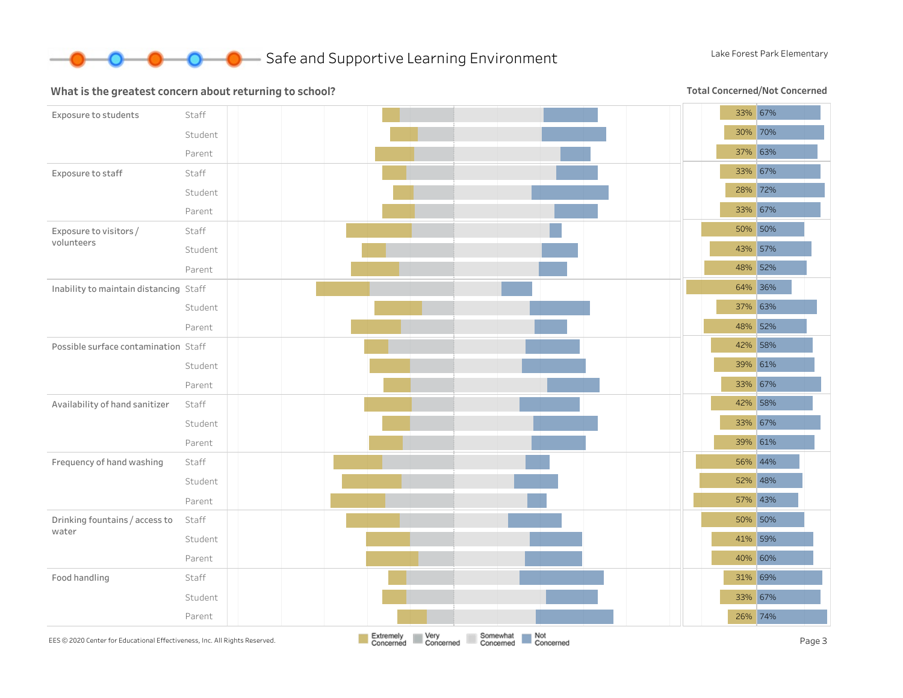# Safe and Supportive Learning Environment

Lake Forest Park Elementary

## What is the greatest concern about returning to school?

**Total Concerned/Not Concerned**

| Concern | Group | Concerned | Not Concerned |
|---|---|---|---|
| Exposure to students | Staff | 33% | 67% |
| | Student | 30% | 70% |
| | Parent | 37% | 63% |
| Exposure to staff | Staff | 33% | 67% |
| | Student | 28% | 72% |
| | Parent | 33% | 67% |
| Exposure to visitors / volunteers | Staff | 50% | 50% |
| | Student | 43% | 57% |
| | Parent | 48% | 52% |
| Inability to maintain distancing | Staff | 64% | 36% |
| | Student | 37% | 63% |
| | Parent | 48% | 52% |
| Possible surface contamination | Staff | 42% | 58% |
| | Student | 39% | 61% |
| | Parent | 33% | 67% |
| Availability of hand sanitizer | Staff | 42% | 58% |
| | Student | 33% | 67% |
| | Parent | 39% | 61% |
| Frequency of hand washing | Staff | 56% | 44% |
| | Student | 52% | 48% |
| | Parent | 57% | 43% |
| Drinking fountains / access to water | Staff | 50% | 50% |
| | Student | 41% | 59% |
| | Parent | 40% | 60% |
| Food handling | Staff | 31% | 69% |
| | Student | 33% | 67% |
| | Parent | 26% | 74% |

Extremely Concerned | Very Concerned | Somewhat Concerned | Not Concerned

EES © 2020 Center for Educational Effectiveness, Inc. All Rights Reserved.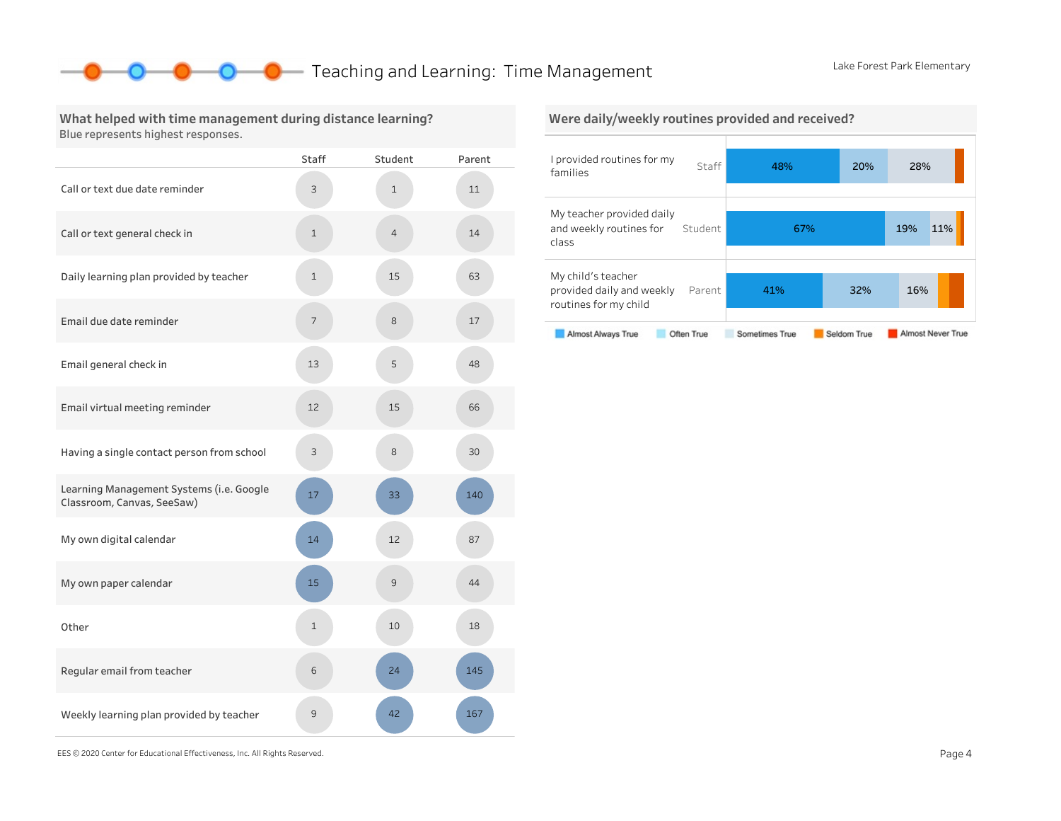# Teaching and Learning: Time Management

Lake Forest Park Elementary

## What helped with time management during distance learning?

Blue represents highest responses.

| | Staff | Student | Parent |
|---|---|---|---|
| Call or text due date reminder | 3 | 1 | 11 |
| Call or text general check in | 1 | 4 | 14 |
| Daily learning plan provided by teacher | 1 | 15 | 63 |
| Email due date reminder | 7 | 8 | 17 |
| Email general check in | 13 | 5 | 48 |
| Email virtual meeting reminder | 12 | 15 | 66 |
| Having a single contact person from school | 3 | 8 | 30 |
| Learning Management Systems (i.e. Google Classroom, Canvas, SeeSaw) | **17** | **33** | **140** |
| My own digital calendar | **14** | 12 | 87 |
| My own paper calendar | **15** | 9 | 44 |
| Other | 1 | 10 | 18 |
| Regular email from teacher | 6 | **24** | **145** |
| Weekly learning plan provided by teacher | 9 | **42** | **167** |

## Were daily/weekly routines provided and received?

| Statement | Group | Almost Always True | Often True | Sometimes True | Seldom True | Almost Never True |
|---|---|---|---|---|---|---|
| I provided routines for my families | Staff | 48% | 20% | 28% | | |
| My teacher provided daily and weekly routines for class | Student | 67% | 19% | 11% | | |
| My child's teacher provided daily and weekly routines for my child | Parent | 41% | 32% | 16% | | |

EES © 2020 Center for Educational Effectiveness, Inc. All Rights Reserved.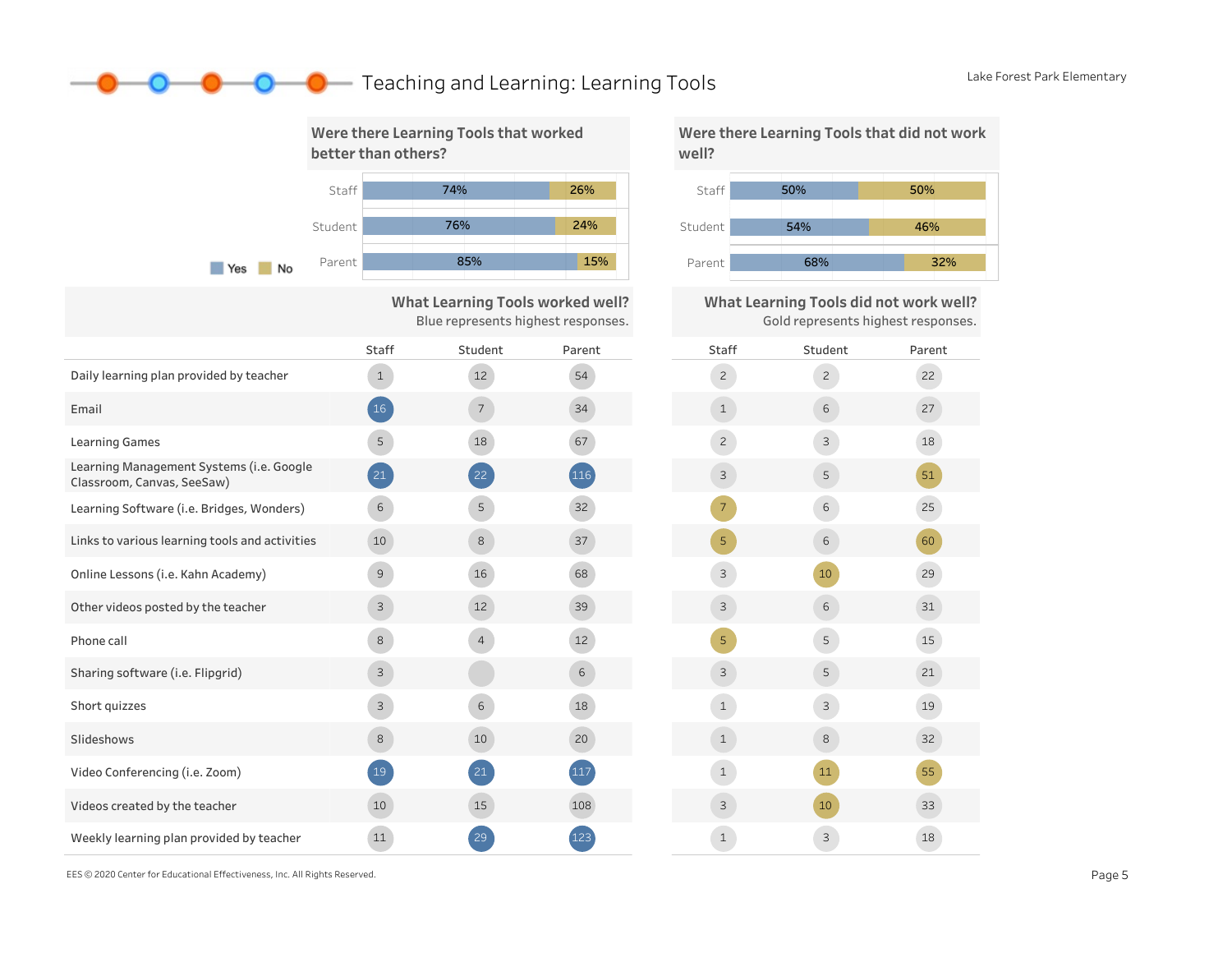# Teaching and Learning: Learning Tools

Lake Forest Park Elementary

## Were there Learning Tools that worked better than others?

| | Yes | No |
|---|---|---|
| Staff | 74% | 26% |
| Student | 76% | 24% |
| Parent | 85% | 15% |

## Were there Learning Tools that did not work well?

| | Yes | No |
|---|---|---|
| Staff | 50% | 50% |
| Student | 54% | 46% |
| Parent | 68% | 32% |

## What Learning Tools worked well? / What Learning Tools did not work well?

Blue represents highest responses. Gold represents highest responses.

| | Worked well: Staff | Worked well: Student | Worked well: Parent | Did not work well: Staff | Did not work well: Student | Did not work well: Parent |
|---|---|---|---|---|---|---|
| Daily learning plan provided by teacher | 1 | 12 | 54 | 2 | 2 | 22 |
| Email | 16 | 7 | 34 | 1 | 6 | 27 |
| Learning Games | 5 | 18 | 67 | 2 | 3 | 18 |
| Learning Management Systems (i.e. Google Classroom, Canvas, SeeSaw) | 21 | 22 | 116 | 3 | 5 | 51 |
| Learning Software (i.e. Bridges, Wonders) | 6 | 5 | 32 | 7 | 6 | 25 |
| Links to various learning tools and activities | 10 | 8 | 37 | 5 | 6 | 60 |
| Online Lessons (i.e. Kahn Academy) | 9 | 16 | 68 | 3 | 10 | 29 |
| Other videos posted by the teacher | 3 | 12 | 39 | 3 | 6 | 31 |
| Phone call | 8 | 4 | 12 | 5 | 5 | 15 |
| Sharing software (i.e. Flipgrid) | 3 | | 6 | 3 | 5 | 21 |
| Short quizzes | 3 | 6 | 18 | 1 | 3 | 19 |
| Slideshows | 8 | 10 | 20 | 1 | 8 | 32 |
| Video Conferencing (i.e. Zoom) | 19 | 21 | 117 | 1 | 11 | 55 |
| Videos created by the teacher | 10 | 15 | 108 | 3 | 10 | 33 |
| Weekly learning plan provided by teacher | 11 | 29 | 123 | 1 | 3 | 18 |

EES © 2020 Center for Educational Effectiveness, Inc. All Rights Reserved.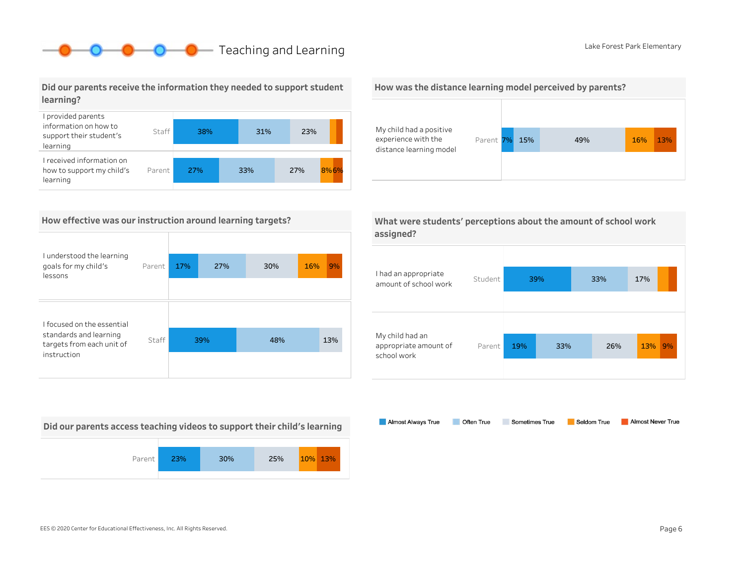# Teaching and Learning

Lake Forest Park Elementary

## Did our parents receive the information they needed to support student learning?

| Item | Respondent | Almost Always True | Often True | Sometimes True | Seldom True | Almost Never True |
|---|---|---|---|---|---|---|
| I provided parents information on how to support their student's learning | Staff | 38% | 31% | 23% | | |
| I received information on how to support my child's learning | Parent | 27% | 33% | 27% | 8% | 6% |

## How was the distance learning model perceived by parents?

| Item | Respondent | Almost Always True | Often True | Sometimes True | Seldom True | Almost Never True |
|---|---|---|---|---|---|---|
| My child had a positive experience with the distance learning model | Parent | 7% | 15% | 49% | 16% | 13% |

## How effective was our instruction around learning targets?

| Item | Respondent | Almost Always True | Often True | Sometimes True | Seldom True | Almost Never True |
|---|---|---|---|---|---|---|
| I understood the learning goals for my child's lessons | Parent | 17% | 27% | 30% | 16% | 9% |
| I focused on the essential standards and learning targets from each unit of instruction | Staff | 39% | 48% | 13% | | |

## What were students' perceptions about the amount of school work assigned?

| Item | Respondent | Almost Always True | Often True | Sometimes True | Seldom True | Almost Never True |
|---|---|---|---|---|---|---|
| I had an appropriate amount of school work | Student | 39% | 33% | 17% | | |
| My child had an appropriate amount of school work | Parent | 19% | 33% | 26% | 13% | 9% |

## Did our parents access teaching videos to support their child's learning

| Respondent | Almost Always True | Often True | Sometimes True | Seldom True | Almost Never True |
|---|---|---|---|---|---|
| Parent | 23% | 30% | 25% | 10% | 13% |

Legend: Almost Always True, Often True, Sometimes True, Seldom True, Almost Never True

EES © 2020 Center for Educational Effectiveness, Inc. All Rights Reserved.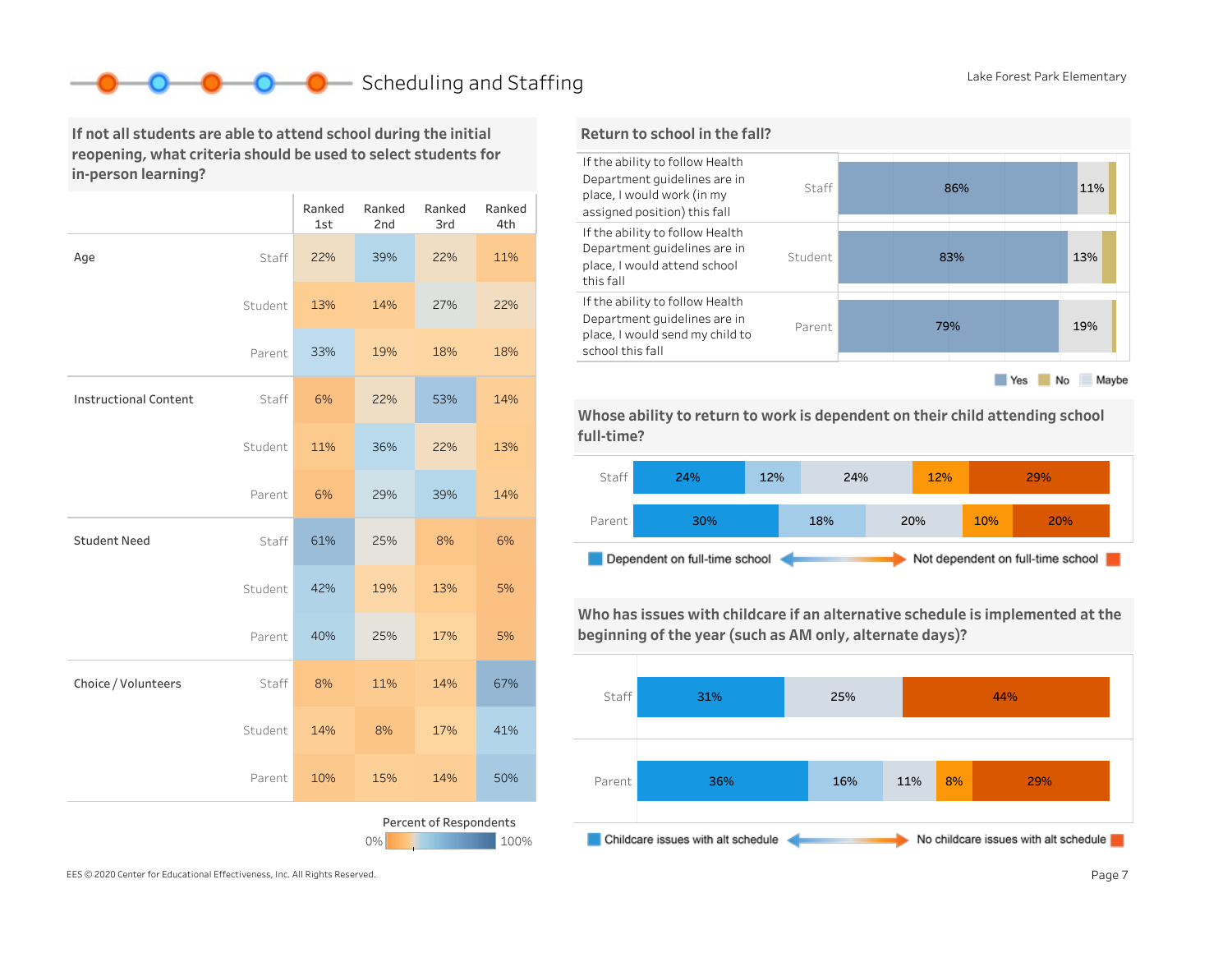# Scheduling and Staffing

Lake Forest Park Elementary

## If not all students are able to attend school during the initial reopening, what criteria should be used to select students for in-person learning?

| | | Ranked 1st | Ranked 2nd | Ranked 3rd | Ranked 4th |
|---|---|---|---|---|---|
| Age | Staff | 22% | 39% | 22% | 11% |
| | Student | 13% | 14% | 27% | 22% |
| | Parent | 33% | 19% | 18% | 18% |
| Instructional Content | Staff | 6% | 22% | 53% | 14% |
| | Student | 11% | 36% | 22% | 13% |
| | Parent | 6% | 29% | 39% | 14% |
| Student Need | Staff | 61% | 25% | 8% | 6% |
| | Student | 42% | 19% | 13% | 5% |
| | Parent | 40% | 25% | 17% | 5% |
| Choice / Volunteers | Staff | 8% | 11% | 14% | 67% |
| | Student | 14% | 8% | 17% | 41% |
| | Parent | 10% | 15% | 14% | 50% |

Percent of Respondents: 0% – 100%

## Return to school in the fall?

| Statement | Group | Yes | Maybe | No |
|---|---|---|---|---|
| If the ability to follow Health Department guidelines are in place, I would work (in my assigned position) this fall | Staff | 86% | 11% | |
| If the ability to follow Health Department guidelines are in place, I would attend school this fall | Student | 83% | 13% | |
| If the ability to follow Health Department guidelines are in place, I would send my child to school this fall | Parent | 79% | 19% | |

Yes | No | Maybe

## Whose ability to return to work is dependent on their child attending school full-time?

| | Dependent on full-time school | | | | Not dependent on full-time school |
|---|---|---|---|---|---|
| Staff | 24% | 12% | 24% | 12% | 29% |
| Parent | 30% | 18% | 20% | 10% | 20% |

## Who has issues with childcare if an alternative schedule is implemented at the beginning of the year (such as AM only, alternate days)?

| | Childcare issues with alt schedule | | | | No childcare issues with alt schedule |
|---|---|---|---|---|---|
| Staff | 31% | | 25% | | 44% |
| Parent | 36% | 16% | 11% | 8% | 29% |

EES © 2020 Center for Educational Effectiveness, Inc. All Rights Reserved.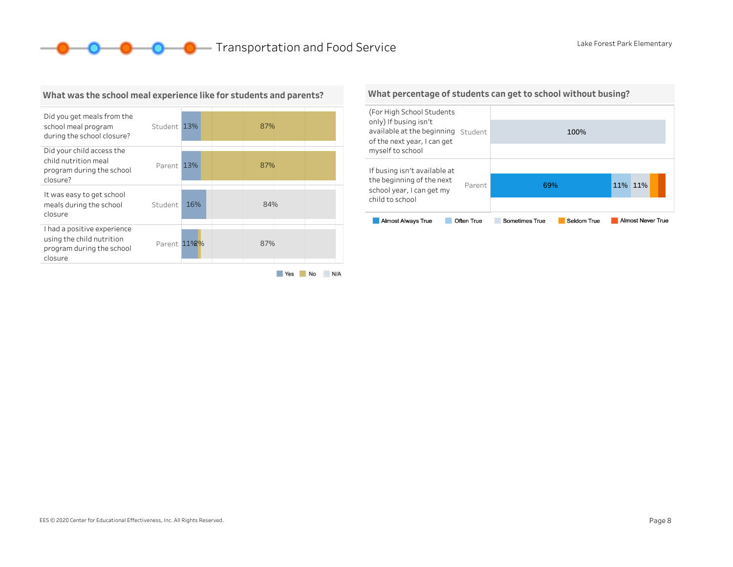# Transportation and Food Service

Lake Forest Park Elementary

## What was the school meal experience like for students and parents?

| Question | Respondent | Yes | No | N/A |
|---|---|---|---|---|
| Did you get meals from the school meal program during the school closure? | Student | 13% | 87% | |
| Did your child access the child nutrition meal program during the school closure? | Parent | 13% | 87% | |
| It was easy to get school meals during the school closure | Student | 16% | | 84% |
| I had a positive experience using the child nutrition program during the school closure | Parent | 11% | 2% | 87% |

## What percentage of students can get to school without busing?

| Question | Respondent | Almost Always True | Often True | Sometimes True | Seldom True | Almost Never True |
|---|---|---|---|---|---|---|
| (For High School Students only) If busing isn't available at the beginning of the next year, I can get myself to school | Student | | | 100% | | |
| If busing isn't available at the beginning of the next school year, I can get my child to school | Parent | 69% | 11% | 11% | | |

EES © 2020 Center for Educational Effectiveness, Inc. All Rights Reserved.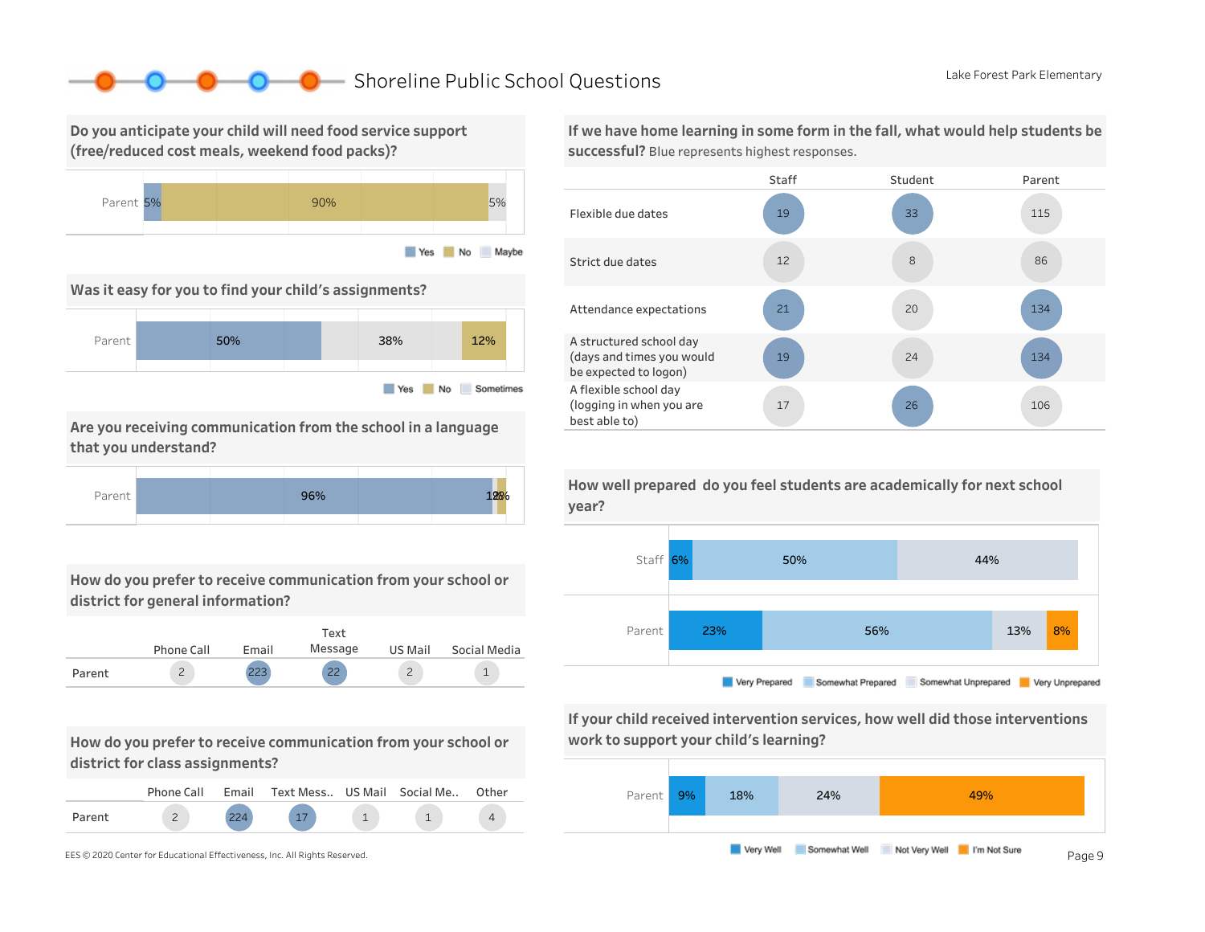# Shoreline Public School Questions

Lake Forest Park Elementary

## Do you anticipate your child will need food service support (free/reduced cost meals, weekend food packs)?

| | Yes | No | Maybe |
|---|---|---|---|
| Parent | 5% | 90% | 5% |

## Was it easy for you to find your child's assignments?

| | Yes | Sometimes | No |
|---|---|---|---|
| Parent | 50% | 38% | 12% |

## Are you receiving communication from the school in a language that you understand?

| | Yes | Other |
|---|---|---|
| Parent | 96% | 1%, 2% |

## How do you prefer to receive communication from your school or district for general information?

| | Phone Call | Email | Text Message | US Mail | Social Media |
|---|---|---|---|---|---|
| Parent | 2 | 223 | 22 | 2 | 1 |

## How do you prefer to receive communication from your school or district for class assignments?

| | Phone Call | Email | Text Mess.. | US Mail | Social Me.. | Other |
|---|---|---|---|---|---|---|
| Parent | 2 | 224 | 17 | 1 | 1 | 4 |

## If we have home learning in some form in the fall, what would help students be successful? Blue represents highest responses.

| | Staff | Student | Parent |
|---|---|---|---|
| Flexible due dates | **19** | **33** | 115 |
| Strict due dates | 12 | 8 | 86 |
| Attendance expectations | **21** | 20 | **134** |
| A structured school day (days and times you would be expected to logon) | **19** | 24 | **134** |
| A flexible school day (logging in when you are best able to) | 17 | **26** | 106 |

## How well prepared do you feel students are academically for next school year?

| | Very Prepared | Somewhat Prepared | Somewhat Unprepared | Very Unprepared |
|---|---|---|---|---|
| Staff | 6% | 50% | 44% | |
| Parent | 23% | 56% | 13% | 8% |

## If your child received intervention services, how well did those interventions work to support your child's learning?

| | Very Well | Somewhat Well | Not Very Well | I'm Not Sure |
|---|---|---|---|---|
| Parent | 9% | 18% | 24% | 49% |

EES © 2020 Center for Educational Effectiveness, Inc. All Rights Reserved.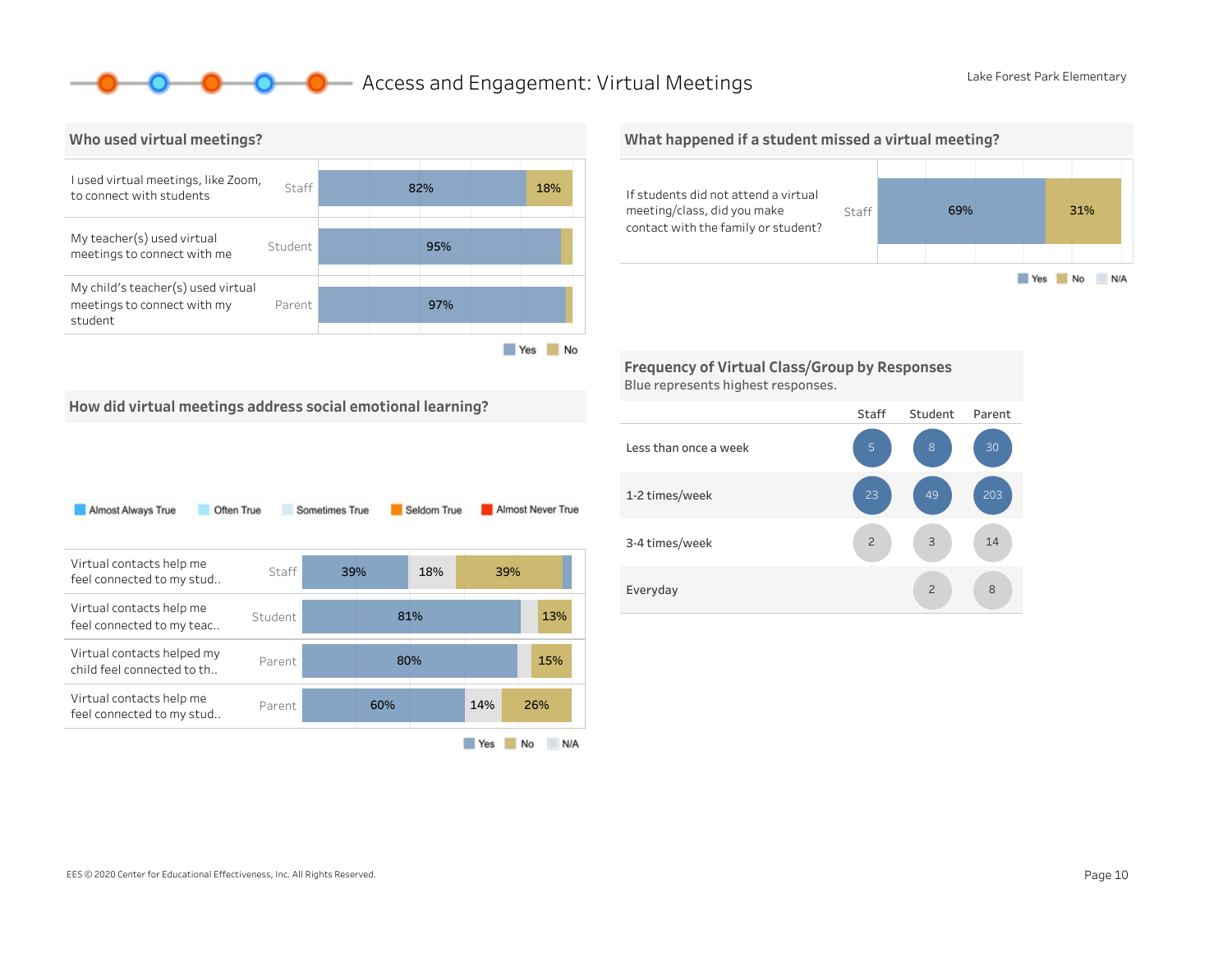# Access and Engagement: Virtual Meetings

Lake Forest Park Elementary

## Who used virtual meetings?

| Question | Group | Yes | No |
|---|---|---|---|
| I used virtual meetings, like Zoom, to connect with students | Staff | 82% | 18% |
| My teacher(s) used virtual meetings to connect with me | Student | 95% | |
| My child's teacher(s) used virtual meetings to connect with my student | Parent | 97% | |

Yes / No

## What happened if a student missed a virtual meeting?

| Question | Group | Yes | No |
|---|---|---|---|
| If students did not attend a virtual meeting/class, did you make contact with the family or student? | Staff | 69% | 31% |

Yes / No / N/A

## How did virtual meetings address social emotional learning?

Almost Always True / Often True / Sometimes True / Seldom True / Almost Never True

| Question | Group | Yes | N/A | No |
|---|---|---|---|---|
| Virtual contacts help me feel connected to my stud.. | Staff | 39% | 18% | 39% |
| Virtual contacts help me feel connected to my teac.. | Student | 81% | | 13% |
| Virtual contacts helped my child feel connected to th.. | Parent | 80% | | 15% |
| Virtual contacts help me feel connected to my stud.. | Parent | 60% | 14% | 26% |

Yes / No / N/A

## Frequency of Virtual Class/Group by Responses

Blue represents highest responses.

| | Staff | Student | Parent |
|---|---|---|---|
| Less than once a week | 5 | 8 | 30 |
| 1-2 times/week | 23 | 49 | 203 |
| 3-4 times/week | 2 | 3 | 14 |
| Everyday | | 2 | 8 |

EES © 2020 Center for Educational Effectiveness, Inc. All Rights Reserved.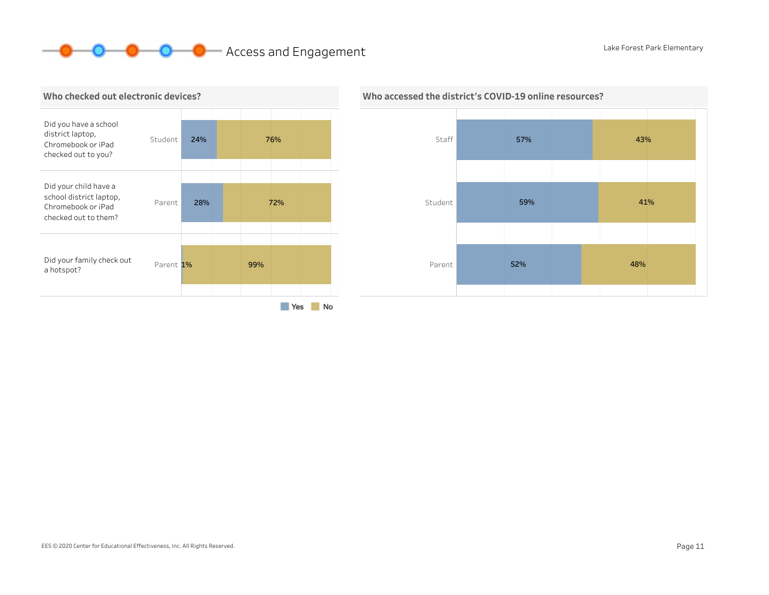# Access and Engagement

Lake Forest Park Elementary

## Who checked out electronic devices?

| Question | Respondent | Yes | No |
|---|---|---|---|
| Did you have a school district laptop, Chromebook or iPad checked out to you? | Student | 24% | 76% |
| Did your child have a school district laptop, Chromebook or iPad checked out to them? | Parent | 28% | 72% |
| Did your family check out a hotspot? | Parent | 1% | 99% |

## Who accessed the district's COVID-19 online resources?

| Respondent | Yes | No |
|---|---|---|
| Staff | 57% | 43% |
| Student | 59% | 41% |
| Parent | 52% | 48% |

EES © 2020 Center for Educational Effectiveness, Inc. All Rights Reserved.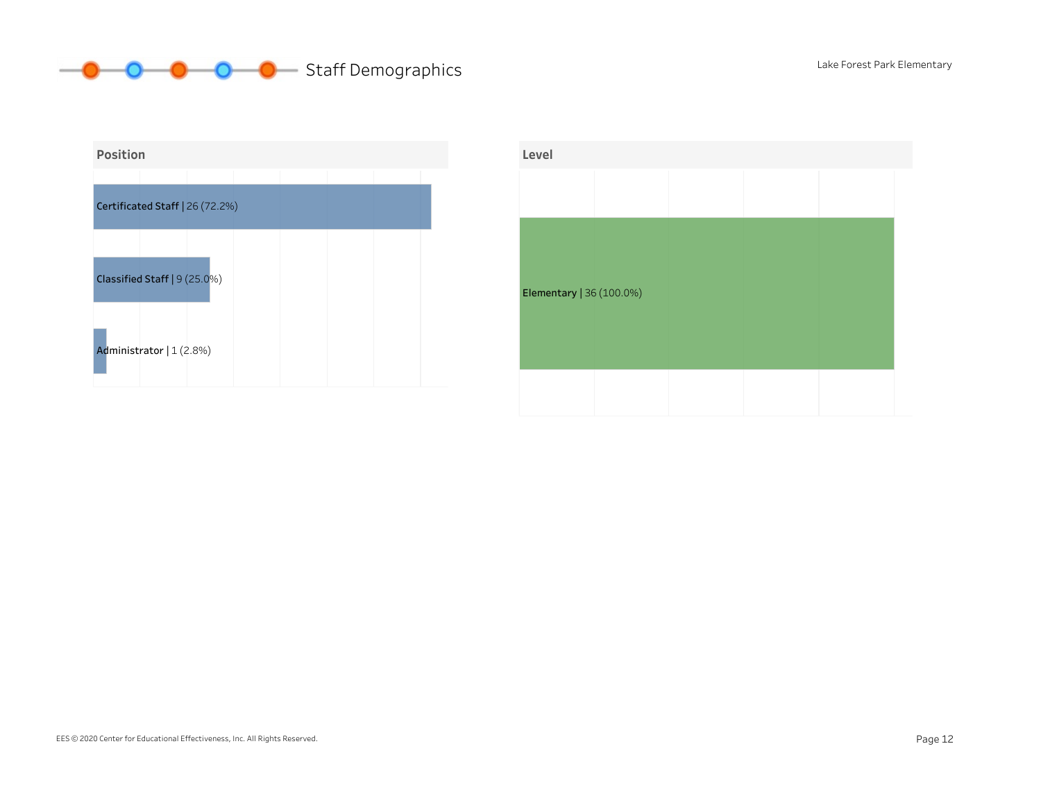# Staff Demographics

Lake Forest Park Elementary

## Position

| Position | Count | Percent |
|---|---|---|
| Certificated Staff | 26 | 72.2% |
| Classified Staff | 9 | 25.0% |
| Administrator | 1 | 2.8% |

## Level

| Level | Count | Percent |
|---|---|---|
| Elementary | 36 | 100.0% |

EES © 2020 Center for Educational Effectiveness, Inc. All Rights Reserved.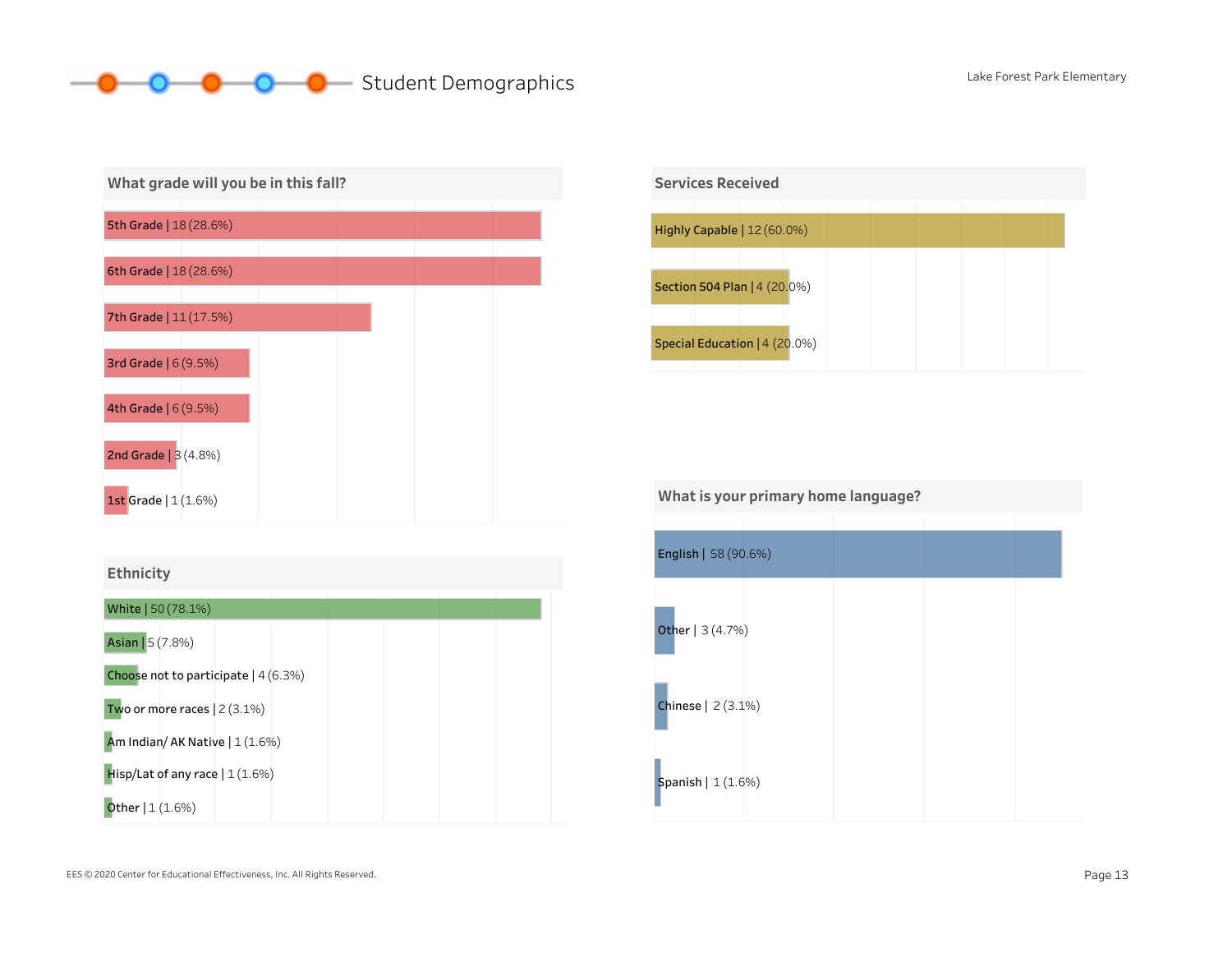# Student Demographics

Lake Forest Park Elementary

### What grade will you be in this fall?

- 5th Grade | 18 (28.6%)
- 6th Grade | 18 (28.6%)
- 7th Grade | 11 (17.5%)
- 3rd Grade | 6 (9.5%)
- 4th Grade | 6 (9.5%)
- 2nd Grade | 3 (4.8%)
- 1st Grade | 1 (1.6%)

### Ethnicity

- White | 50 (78.1%)
- Asian | 5 (7.8%)
- Choose not to participate | 4 (6.3%)
- Two or more races | 2 (3.1%)
- Am Indian/ AK Native | 1 (1.6%)
- Hisp/Lat of any race | 1 (1.6%)
- Other | 1 (1.6%)

### Services Received

- Highly Capable | 12 (60.0%)
- Section 504 Plan | 4 (20.0%)
- Special Education | 4 (20.0%)

### What is your primary home language?

- English | 58 (90.6%)
- Other | 3 (4.7%)
- Chinese | 2 (3.1%)
- Spanish | 1 (1.6%)

EES © 2020 Center for Educational Effectiveness, Inc. All Rights Reserved.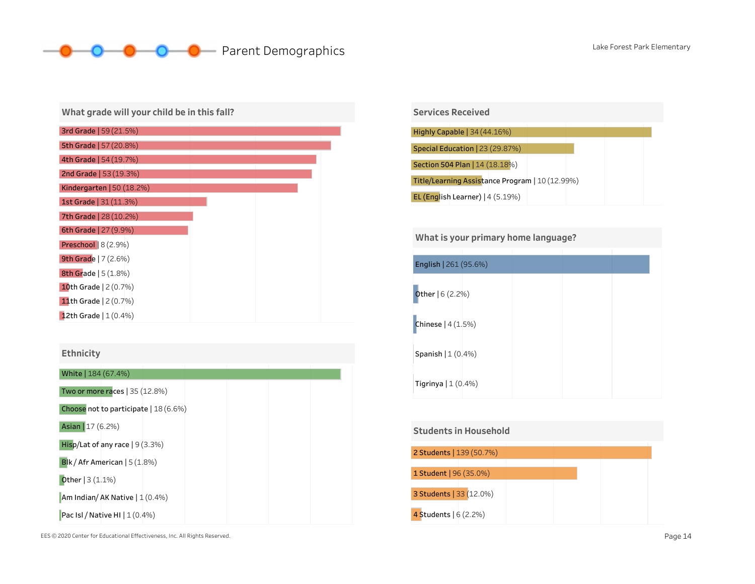# Parent Demographics

Lake Forest Park Elementary

## What grade will your child be in this fall?

3rd Grade | 59 (21.5%)
5th Grade | 57 (20.8%)
4th Grade | 54 (19.7%)
2nd Grade | 53 (19.3%)
Kindergarten | 50 (18.2%)
1st Grade | 31 (11.3%)
7th Grade | 28 (10.2%)
6th Grade | 27 (9.9%)
Preschool | 8 (2.9%)
9th Grade | 7 (2.6%)
8th Grade | 5 (1.8%)
10th Grade | 2 (0.7%)
11th Grade | 2 (0.7%)
12th Grade | 1 (0.4%)

## Ethnicity

White | 184 (67.4%)
Two or more races | 35 (12.8%)
Choose not to participate | 18 (6.6%)
Asian | 17 (6.2%)
Hisp/Lat of any race | 9 (3.3%)
Blk / Afr American | 5 (1.8%)
Other | 3 (1.1%)
Am Indian/ AK Native | 1 (0.4%)
Pac Isl / Native HI | 1 (0.4%)

## Services Received

Highly Capable | 34 (44.16%)
Special Education | 23 (29.87%)
Section 504 Plan | 14 (18.18%)
Title/Learning Assistance Program | 10 (12.99%)
EL (English Learner) | 4 (5.19%)

## What is your primary home language?

English | 261 (95.6%)
Other | 6 (2.2%)
Chinese | 4 (1.5%)
Spanish | 1 (0.4%)
Tigrinya | 1 (0.4%)

## Students in Household

2 Students | 139 (50.7%)
1 Student | 96 (35.0%)
3 Students | 33 (12.0%)
4 Students | 6 (2.2%)

EES © 2020 Center for Educational Effectiveness, Inc. All Rights Reserved.